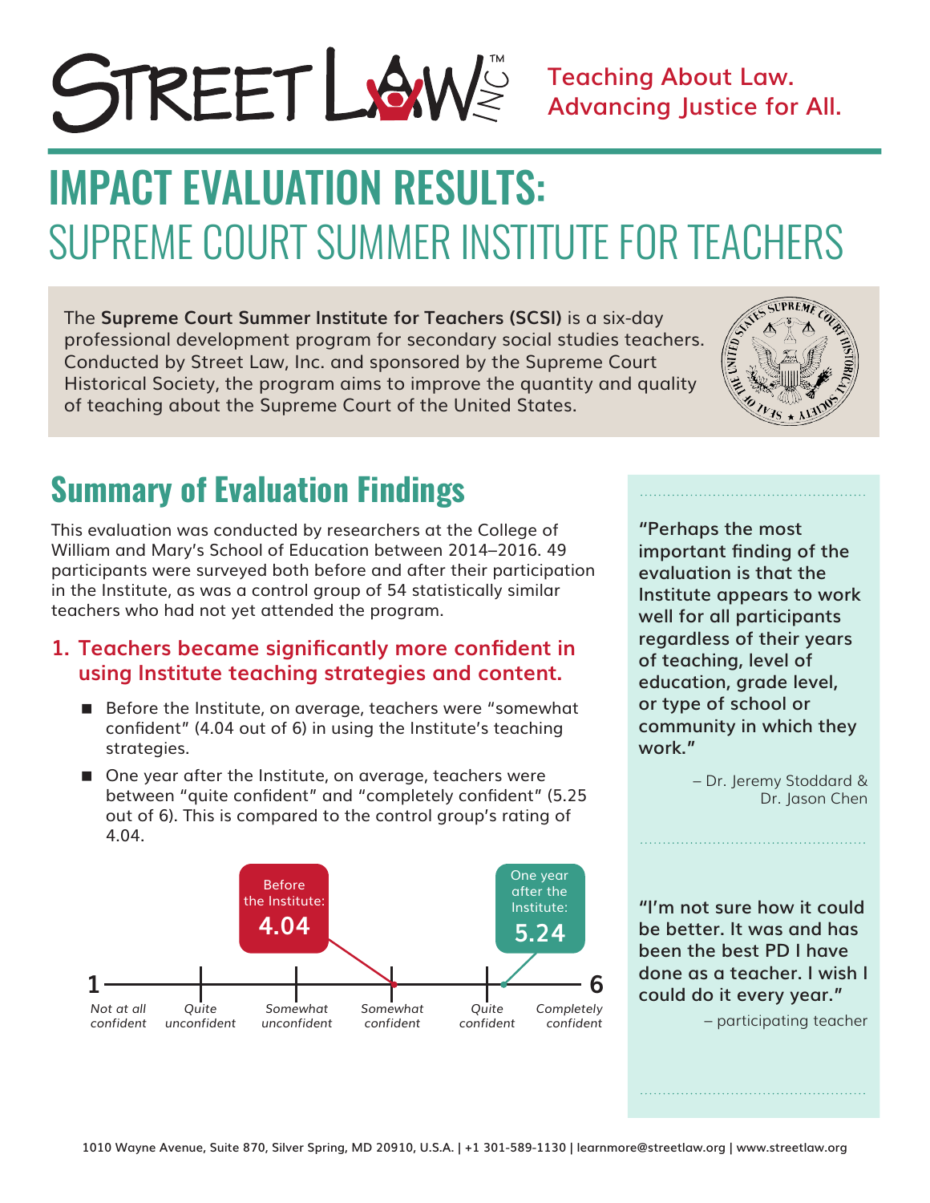STREET LAW INC™

Teaching About Law. Advancing Justice for All.

# IMPACT EVALUATION RESULTS: SUPREME COURT SUMMER INSTITUTE FOR TEACHERS

The **Supreme Court Summer Institute for Teachers (SCSI)** is a six-day professional development program for secondary social studies teachers. Conducted by Street Law, Inc. and sponsored by the Supreme Court Historical Society, the program aims to improve the quantity and quality of teaching about the Supreme Court of the United States.

## Summary of Evaluation Findings

This evaluation was conducted by researchers at the College of William and Mary's School of Education between 2014–2016. 49 participants were surveyed both before and after their participation in the Institute, as was a control group of 54 statistically similar teachers who had not yet attended the program.

### 1. Teachers became significantly more confident in using Institute teaching strategies and content.

- Before the Institute, on average, teachers were "somewhat confident" (4.04 out of 6) in using the Institute's teaching strategies.
- One year after the Institute, on average, teachers were between "quite confident" and "completely confident" (5.25 out of 6). This is compared to the control group's rating of 4.04.

Before the Institute: **4.04**

One year after the Institute: **5.24**

1 — *Not at all confident* | *Quite unconfident* | *Somewhat unconfident* | *Somewhat confident* | *Quite confident* | *Completely confident* — 6

**"Perhaps the most important finding of the evaluation is that the Institute appears to work well for all participants regardless of their years of teaching, level of education, grade level, or type of school or community in which they work."**

– Dr. Jeremy Stoddard & Dr. Jason Chen

**"I'm not sure how it could be better. It was and has been the best PD I have done as a teacher. I wish I could do it every year."**

– participating teacher

1010 Wayne Avenue, Suite 870, Silver Spring, MD 20910, U.S.A. | +1 301-589-1130 | learnmore@streetlaw.org | www.streetlaw.org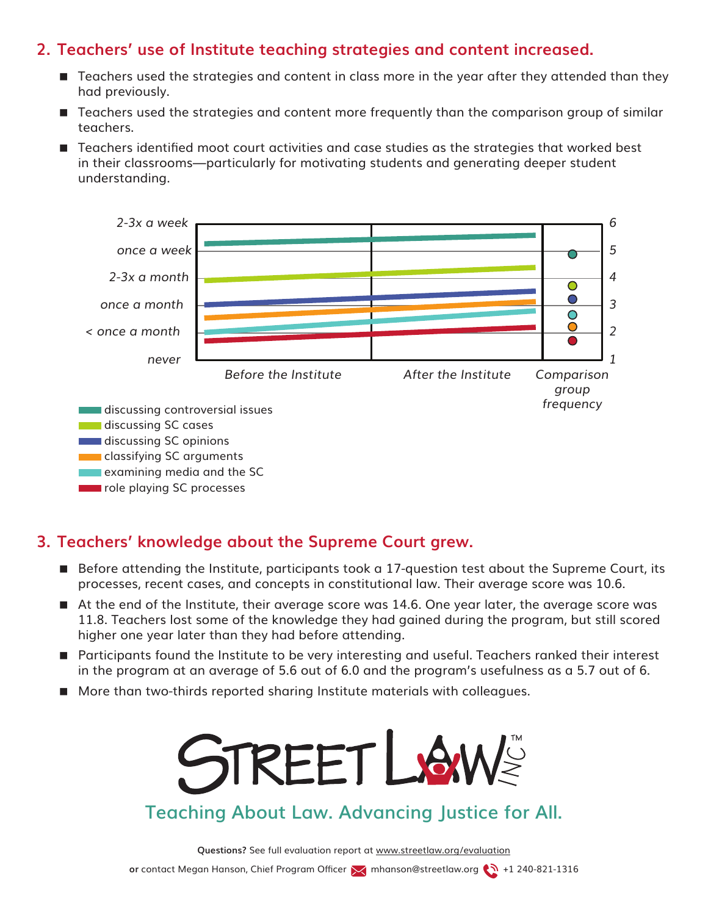## 2. Teachers' use of Institute teaching strategies and content increased.

- Teachers used the strategies and content in class more in the year after they attended than they had previously.
- Teachers used the strategies and content more frequently than the comparison group of similar teachers.
- Teachers identified moot court activities and case studies as the strategies that worked best in their classrooms—particularly for motivating students and generating deeper student understanding.

*2-3x a week*
*once a week*
*2-3x a month*
*once a month*
*< once a month*
*never*

*6*
*5*
*4*
*3*
*2*
*1*

*Before the Institute*
*After the Institute*
*Comparison group frequency*

discussing controversial issues
discussing SC cases
discussing SC opinions
classifying SC arguments
examining media and the SC
role playing SC processes

## 3. Teachers' knowledge about the Supreme Court grew.

- Before attending the Institute, participants took a 17-question test about the Supreme Court, its processes, recent cases, and concepts in constitutional law. Their average score was 10.6.
- At the end of the Institute, their average score was 14.6. One year later, the average score was 11.8. Teachers lost some of the knowledge they had gained during the program, but still scored higher one year later than they had before attending.
- Participants found the Institute to be very interesting and useful. Teachers ranked their interest in the program at an average of 5.6 out of 6.0 and the program's usefulness as a 5.7 out of 6.
- More than two-thirds reported sharing Institute materials with colleagues.

STREET LAW INC™

Teaching About Law. Advancing Justice for All.

**Questions?** See full evaluation report at www.streetlaw.org/evaluation

**or** contact Megan Hanson, Chief Program Officer mhanson@streetlaw.org +1 240-821-1316